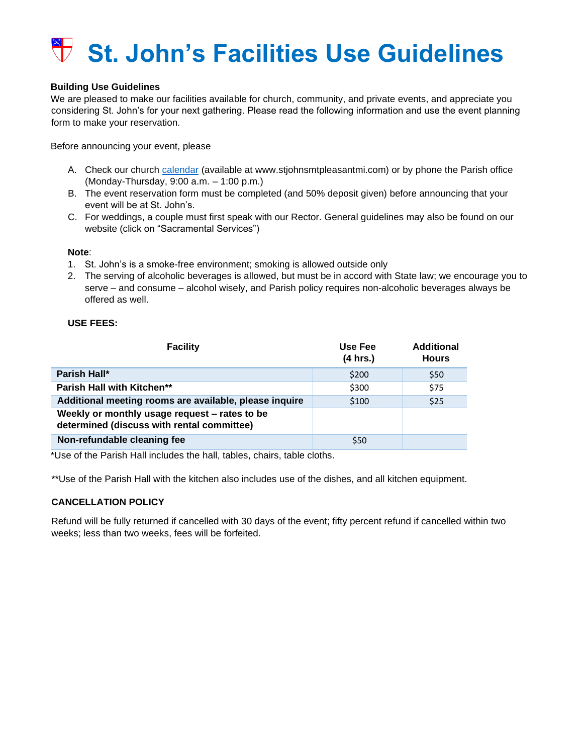# St. John's Facilities Use Guidelines

**Building Use Guidelines**

We are pleased to make our facilities available for church, community, and private events, and appreciate you considering St. John's for your next gathering. Please read the following information and use the event planning form to make your reservation.

Before announcing your event, please

A. Check our church calendar (available at www.stjohnsmtpleasantmi.com) or by phone the Parish office (Monday-Thursday, 9:00 a.m. – 1:00 p.m.)
B. The event reservation form must be completed (and 50% deposit given) before announcing that your event will be at St. John's.
C. For weddings, a couple must first speak with our Rector. General guidelines may also be found on our website (click on "Sacramental Services")

**Note**:

1. St. John's is a smoke-free environment; smoking is allowed outside only
2. The serving of alcoholic beverages is allowed, but must be in accord with State law; we encourage you to serve – and consume – alcohol wisely, and Parish policy requires non-alcoholic beverages always be offered as well.

**USE FEES:**

| Facility | Use Fee (4 hrs.) | Additional Hours |
|---|---|---|
| **Parish Hall*** | $200 | $50 |
| **Parish Hall with Kitchen**** | $300 | $75 |
| **Additional meeting rooms are available, please inquire** | $100 | $25 |
| **Weekly or monthly usage request – rates to be determined (discuss with rental committee)** | | |
| **Non-refundable cleaning fee** | $50 | |

*Use of the Parish Hall includes the hall, tables, chairs, table cloths.

**Use of the Parish Hall with the kitchen also includes use of the dishes, and all kitchen equipment.

**CANCELLATION POLICY**

Refund will be fully returned if cancelled with 30 days of the event; fifty percent refund if cancelled within two weeks; less than two weeks, fees will be forfeited.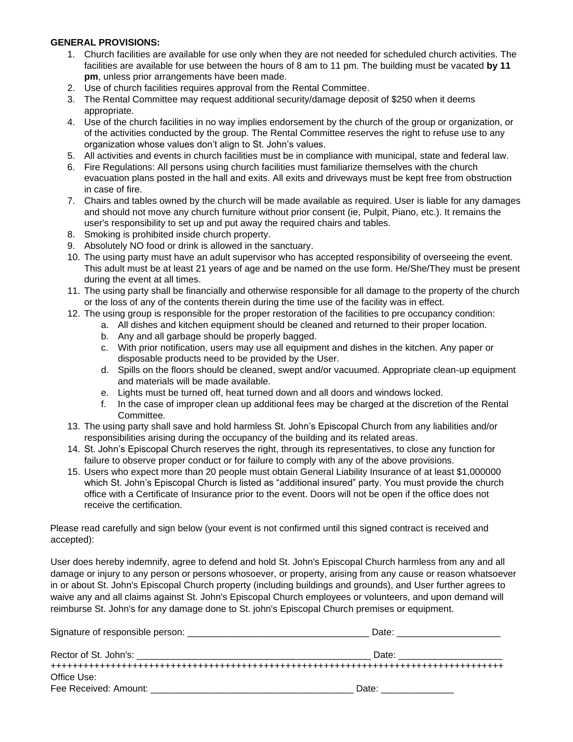**GENERAL PROVISIONS:**

1. Church facilities are available for use only when they are not needed for scheduled church activities. The facilities are available for use between the hours of 8 am to 11 pm. The building must be vacated **by 11 pm**, unless prior arrangements have been made.
2. Use of church facilities requires approval from the Rental Committee.
3. The Rental Committee may request additional security/damage deposit of $250 when it deems appropriate.
4. Use of the church facilities in no way implies endorsement by the church of the group or organization, or of the activities conducted by the group. The Rental Committee reserves the right to refuse use to any organization whose values don't align to St. John's values.
5. All activities and events in church facilities must be in compliance with municipal, state and federal law.
6. Fire Regulations: All persons using church facilities must familiarize themselves with the church evacuation plans posted in the hall and exits. All exits and driveways must be kept free from obstruction in case of fire.
7. Chairs and tables owned by the church will be made available as required. User is liable for any damages and should not move any church furniture without prior consent (ie, Pulpit, Piano, etc.). It remains the user's responsibility to set up and put away the required chairs and tables.
8. Smoking is prohibited inside church property.
9. Absolutely NO food or drink is allowed in the sanctuary.
10. The using party must have an adult supervisor who has accepted responsibility of overseeing the event. This adult must be at least 21 years of age and be named on the use form. He/She/They must be present during the event at all times.
11. The using party shall be financially and otherwise responsible for all damage to the property of the church or the loss of any of the contents therein during the time use of the facility was in effect.
12. The using group is responsible for the proper restoration of the facilities to pre occupancy condition:
    a. All dishes and kitchen equipment should be cleaned and returned to their proper location.
    b. Any and all garbage should be properly bagged.
    c. With prior notification, users may use all equipment and dishes in the kitchen. Any paper or disposable products need to be provided by the User.
    d. Spills on the floors should be cleaned, swept and/or vacuumed. Appropriate clean-up equipment and materials will be made available.
    e. Lights must be turned off, heat turned down and all doors and windows locked.
    f. In the case of improper clean up additional fees may be charged at the discretion of the Rental Committee.
13. The using party shall save and hold harmless St. John's Episcopal Church from any liabilities and/or responsibilities arising during the occupancy of the building and its related areas.
14. St. John's Episcopal Church reserves the right, through its representatives, to close any function for failure to observe proper conduct or for failure to comply with any of the above provisions.
15. Users who expect more than 20 people must obtain General Liability Insurance of at least $1,000000 which St. John's Episcopal Church is listed as "additional insured" party. You must provide the church office with a Certificate of Insurance prior to the event. Doors will not be open if the office does not receive the certification.

Please read carefully and sign below (your event is not confirmed until this signed contract is received and accepted):

User does hereby indemnify, agree to defend and hold St. John's Episcopal Church harmless from any and all damage or injury to any person or persons whosoever, or property, arising from any cause or reason whatsoever in or about St. John's Episcopal Church property (including buildings and grounds), and User further agrees to waive any and all claims against St. John's Episcopal Church employees or volunteers, and upon demand will reimburse St. John's for any damage done to St. john's Episcopal Church premises or equipment.

Signature of responsible person: ___________________________________ Date: ____________________

Rector of St. John's: ______________________________________________ Date: ____________________

+++++++++++++++++++++++++++++++++++++++++++++++++++++++++++++++++++++++++++++++++++++++++

Office Use:

Fee Received: Amount: _______________________________________ Date: ______________